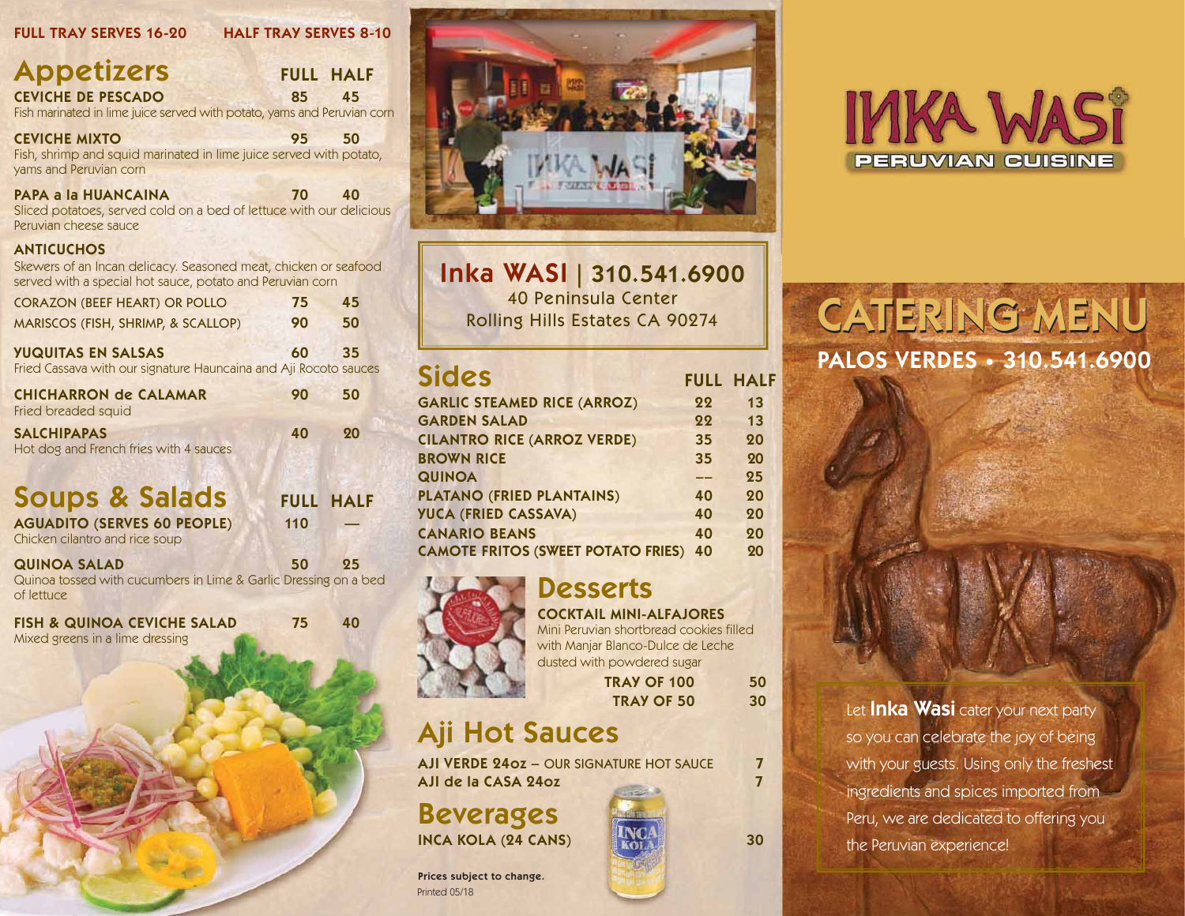FULL TRAY SERVES 16-20 HALF TRAY SERVES 8-10

## Appetizers

| | FULL | HALF |
|---|---|---|
| **CEVICHE DE PESCADO**<br>Fish marinated in lime juice served with potato, yams and Peruvian corn | 85 | 45 |
| **CEVICHE MIXTO**<br>Fish, shrimp and squid marinated in lime juice served with potato, yams and Peruvian corn | 95 | 50 |
| **PAPA a la HUANCAINA**<br>Sliced potatoes, served cold on a bed of lettuce with our delicious Peruvian cheese sauce | 70 | 40 |
| **ANTICUCHOS**<br>Skewers of an Incan delicacy. Seasoned meat, chicken or seafood served with a special hot sauce, potato and Peruvian corn | | |
| CORAZON (BEEF HEART) OR POLLO | 75 | 45 |
| MARISCOS (FISH, SHRIMP, & SCALLOP) | 90 | 50 |
| **YUQUITAS EN SALSAS**<br>Fried Cassava with our signature Hauncaina and Aji Rocoto sauces | 60 | 35 |
| **CHICHARRON de CALAMAR**<br>Fried breaded squid | 90 | 50 |
| **SALCHIPAPAS**<br>Hot dog and French fries with 4 sauces | 40 | 20 |

## Soups & Salads

| | FULL | HALF |
|---|---|---|
| **AGUADITO (SERVES 60 PEOPLE)**<br>Chicken cilantro and rice soup | 110 | — |
| **QUINOA SALAD**<br>Quinoa tossed with cucumbers in Lime & Garlic Dressing on a bed of lettuce | 50 | 25 |
| **FISH & QUINOA CEVICHE SALAD**<br>Mixed greens in a lime dressing | 75 | 40 |

**Inka WASI | 310.541.6900**
40 Peninsula Center
Rolling Hills Estates CA 90274

## Sides

| | FULL | HALF |
|---|---|---|
| GARLIC STEAMED RICE (ARROZ) | 22 | 13 |
| GARDEN SALAD | 22 | 13 |
| CILANTRO RICE (ARROZ VERDE) | 35 | 20 |
| BROWN RICE | 35 | 20 |
| QUINOA | -- | 25 |
| PLATANO (FRIED PLANTAINS) | 40 | 20 |
| YUCA (FRIED CASSAVA) | 40 | 20 |
| CANARIO BEANS | 40 | 20 |
| CAMOTE FRITOS (SWEET POTATO FRIES) | 40 | 20 |

## Desserts

**COCKTAIL MINI-ALFAJORES**
Mini Peruvian shortbread cookies filled with Manjar Blanco-Dulce de Leche dusted with powdered sugar

| | |
|---|---|
| TRAY OF 100 | 50 |
| TRAY OF 50 | 30 |

## Aji Hot Sauces

| | |
|---|---|
| AJI VERDE 24oz – OUR SIGNATURE HOT SAUCE | 7 |
| AJI de la CASA 24oz | 7 |

## Beverages

| | |
|---|---|
| INCA KOLA (24 CANS) | 30 |

**Prices subject to change.**
Printed 05/18

# INKA WASI
PERUVIAN CUISINE

# CATERING MENU

**PALOS VERDES • 310.541.6900**

Let **Inka Wasi** cater your next party so you can celebrate the joy of being with your guests. Using only the freshest ingredients and spices imported from Peru, we are dedicated to offering you the Peruvian experience!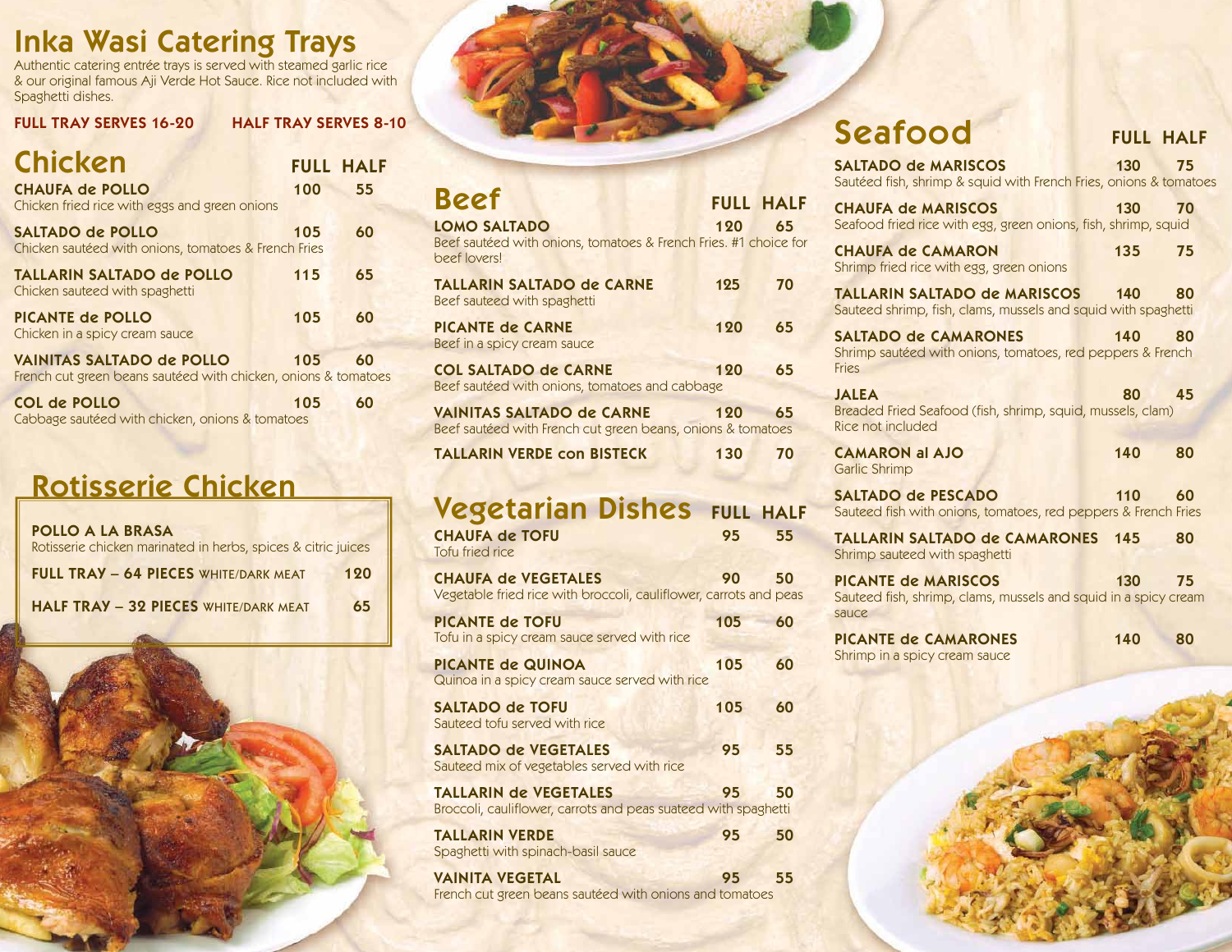# Inka Wasi Catering Trays

Authentic catering entrée trays is served with steamed garlic rice & our original famous Aji Verde Hot Sauce. Rice not included with Spaghetti dishes.

**FULL TRAY SERVES 16-20** **HALF TRAY SERVES 8-10**

## Chicken

| Item | FULL | HALF |
|---|---|---|
| **CHAUFA de POLLO**<br>Chicken fried rice with eggs and green onions | 100 | 55 |
| **SALTADO de POLLO**<br>Chicken sautéed with onions, tomatoes & French Fries | 105 | 60 |
| **TALLARIN SALTADO de POLLO**<br>Chicken sauteed with spaghetti | 115 | 65 |
| **PICANTE de POLLO**<br>Chicken in a spicy cream sauce | 105 | 60 |
| **VAINITAS SALTADO de POLLO**<br>French cut green beans sautéed with chicken, onions & tomatoes | 105 | 60 |
| **COL de POLLO**<br>Cabbage sautéed with chicken, onions & tomatoes | 105 | 60 |

## Rotisserie Chicken

**POLLO A LA BRASA**
Rotisserie chicken marinated in herbs, spices & citric juices

| Item | Price |
|---|---|
| **FULL TRAY – 64 PIECES** WHITE/DARK MEAT | 120 |
| **HALF TRAY – 32 PIECES** WHITE/DARK MEAT | 65 |

## Beef

| Item | FULL | HALF |
|---|---|---|
| **LOMO SALTADO**<br>Beef sautéed with onions, tomatoes & French Fries. #1 choice for beef lovers! | 120 | 65 |
| **TALLARIN SALTADO de CARNE**<br>Beef sauteed with spaghetti | 125 | 70 |
| **PICANTE de CARNE**<br>Beef in a spicy cream sauce | 120 | 65 |
| **COL SALTADO de CARNE**<br>Beef sautéed with onions, tomatoes and cabbage | 120 | 65 |
| **VAINITAS SALTADO de CARNE**<br>Beef sautéed with French cut green beans, onions & tomatoes | 120 | 65 |
| **TALLARIN VERDE con BISTECK** | 130 | 70 |

## Vegetarian Dishes

| Item | FULL | HALF |
|---|---|---|
| **CHAUFA de TOFU**<br>Tofu fried rice | 95 | 55 |
| **CHAUFA de VEGETALES**<br>Vegetable fried rice with broccoli, cauliflower, carrots and peas | 90 | 50 |
| **PICANTE de TOFU**<br>Tofu in a spicy cream sauce served with rice | 105 | 60 |
| **PICANTE de QUINOA**<br>Quinoa in a spicy cream sauce served with rice | 105 | 60 |
| **SALTADO de TOFU**<br>Sauteed tofu served with rice | 105 | 60 |
| **SALTADO de VEGETALES**<br>Sauteed mix of vegetables served with rice | 95 | 55 |
| **TALLARIN de VEGETALES**<br>Broccoli, cauliflower, carrots and peas suateed with spaghetti | 95 | 50 |
| **TALLARIN VERDE**<br>Spaghetti with spinach-basil sauce | 95 | 50 |
| **VAINITA VEGETAL**<br>French cut green beans sautéed with onions and tomatoes | 95 | 55 |

## Seafood

| Item | FULL | HALF |
|---|---|---|
| **SALTADO de MARISCOS**<br>Sautéed fish, shrimp & squid with French Fries, onions & tomatoes | 130 | 75 |
| **CHAUFA de MARISCOS**<br>Seafood fried rice with egg, green onions, fish, shrimp, squid | 130 | 70 |
| **CHAUFA de CAMARON**<br>Shrimp fried rice with egg, green onions | 135 | 75 |
| **TALLARIN SALTADO de MARISCOS**<br>Sauteed shrimp, fish, clams, mussels and squid with spaghetti | 140 | 80 |
| **SALTADO de CAMARONES**<br>Shrimp sautéed with onions, tomatoes, red peppers & French Fries | 140 | 80 |
| **JALEA**<br>Breaded Fried Seafood (fish, shrimp, squid, mussels, clam) Rice not included | 80 | 45 |
| **CAMARON al AJO**<br>Garlic Shrimp | 140 | 80 |
| **SALTADO de PESCADO**<br>Sauteed fish with onions, tomatoes, red peppers & French Fries | 110 | 60 |
| **TALLARIN SALTADO de CAMARONES**<br>Shrimp sauteed with spaghetti | 145 | 80 |
| **PICANTE de MARISCOS**<br>Sauteed fish, shrimp, clams, mussels and squid in a spicy cream sauce | 130 | 75 |
| **PICANTE de CAMARONES**<br>Shrimp in a spicy cream sauce | 140 | 80 |